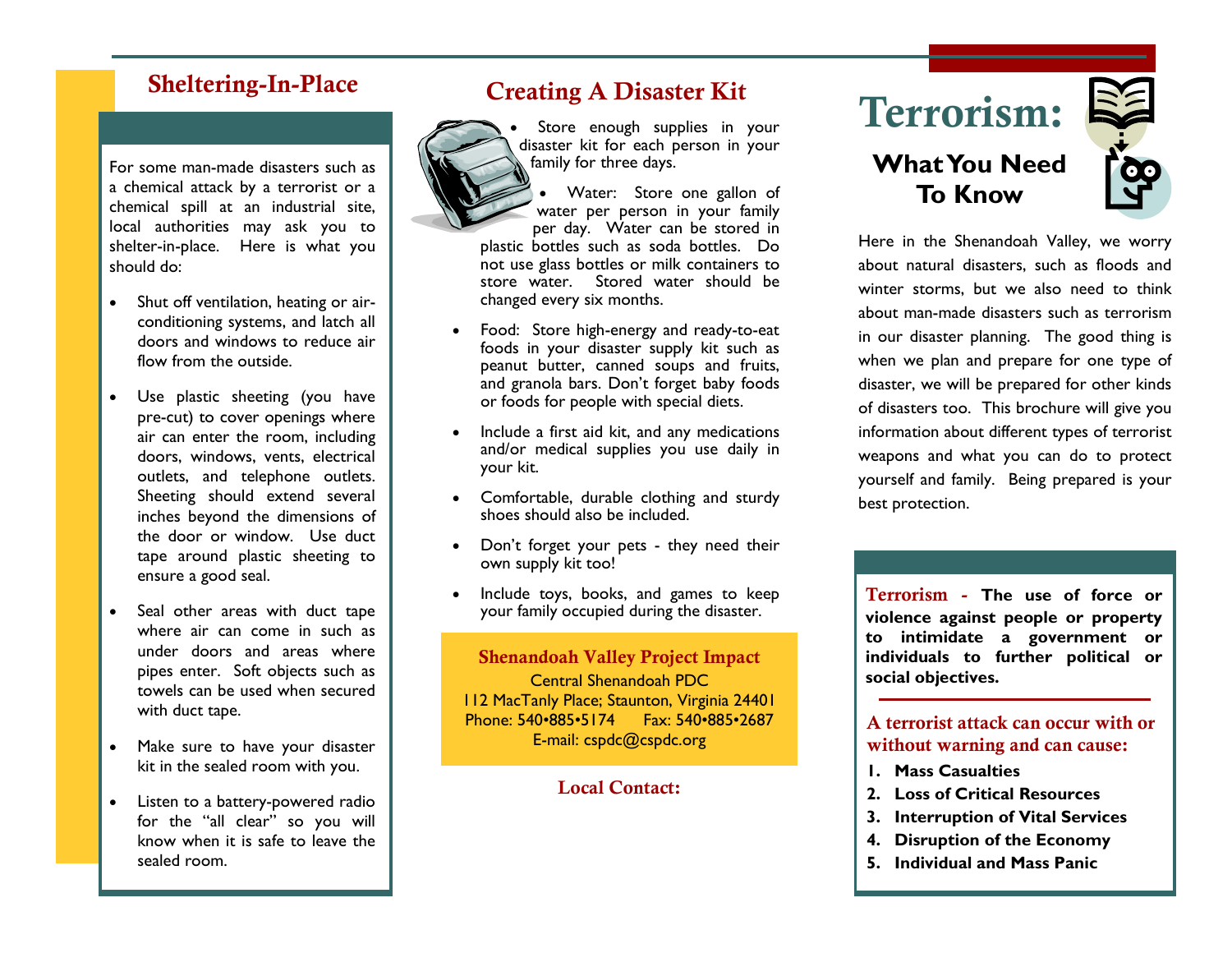## Sheltering-In-Place

For some man-made disasters such as a chemical attack by a terrorist or a chemical spill at an industrial site, local authorities may ask you to shelter-in-place. Here is what you should do:

- Shut off ventilation, heating or air-conditioning systems, and latch all doors and windows to reduce air flow from the outside.
- Use plastic sheeting (you have pre-cut) to cover openings where air can enter the room, including doors, windows, vents, electrical outlets, and telephone outlets. Sheeting should extend several inches beyond the dimensions of the door or window. Use duct tape around plastic sheeting to ensure a good seal.
- Seal other areas with duct tape where air can come in such as under doors and areas where pipes enter. Soft objects such as towels can be used when secured with duct tape.
- Make sure to have your disaster kit in the sealed room with you.
- Listen to a battery-powered radio for the "all clear" so you will know when it is safe to leave the sealed room.

## Creating A Disaster Kit

- Store enough supplies in your disaster kit for each person in your family for three days.
- Water: Store one gallon of water per person in your family per day. Water can be stored in plastic bottles such as soda bottles. Do not use glass bottles or milk containers to store water. Stored water should be changed every six months.
- Food: Store high-energy and ready-to-eat foods in your disaster supply kit such as peanut butter, canned soups and fruits, and granola bars. Don't forget baby foods or foods for people with special diets.
- Include a first aid kit, and any medications and/or medical supplies you use daily in your kit.
- Comfortable, durable clothing and sturdy shoes should also be included.
- Don't forget your pets - they need their own supply kit too!
- Include toys, books, and games to keep your family occupied during the disaster.

**Shenandoah Valley Project Impact**
Central Shenandoah PDC
112 MacTanly Place; Staunton, Virginia 24401
Phone: 540•885•5174 Fax: 540•885•2687
E-mail: cspdc@cspdc.org

**Local Contact:**

# Terrorism:

## What You Need To Know

Here in the Shenandoah Valley, we worry about natural disasters, such as floods and winter storms, but we also need to think about man-made disasters such as terrorism in our disaster planning. The good thing is when we plan and prepare for one type of disaster, we will be prepared for other kinds of disasters too. This brochure will give you information about different types of terrorist weapons and what you can do to protect yourself and family. Being prepared is your best protection.

**Terrorism - The use of force or violence against people or property to intimidate a government or individuals to further political or social objectives.**

**A terrorist attack can occur with or without warning and can cause:**

1. **Mass Casualties**
2. **Loss of Critical Resources**
3. **Interruption of Vital Services**
4. **Disruption of the Economy**
5. **Individual and Mass Panic**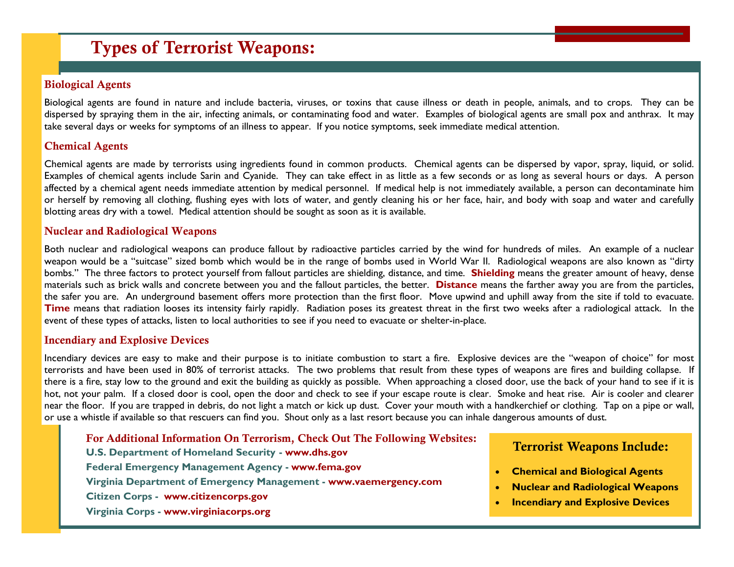# Types of Terrorist Weapons:

## Biological Agents

Biological agents are found in nature and include bacteria, viruses, or toxins that cause illness or death in people, animals, and to crops. They can be dispersed by spraying them in the air, infecting animals, or contaminating food and water. Examples of biological agents are small pox and anthrax. It may take several days or weeks for symptoms of an illness to appear. If you notice symptoms, seek immediate medical attention.

## Chemical Agents

Chemical agents are made by terrorists using ingredients found in common products. Chemical agents can be dispersed by vapor, spray, liquid, or solid. Examples of chemical agents include Sarin and Cyanide. They can take effect in as little as a few seconds or as long as several hours or days. A person affected by a chemical agent needs immediate attention by medical personnel. If medical help is not immediately available, a person can decontaminate him or herself by removing all clothing, flushing eyes with lots of water, and gently cleaning his or her face, hair, and body with soap and water and carefully blotting areas dry with a towel. Medical attention should be sought as soon as it is available.

## Nuclear and Radiological Weapons

Both nuclear and radiological weapons can produce fallout by radioactive particles carried by the wind for hundreds of miles. An example of a nuclear weapon would be a "suitcase" sized bomb which would be in the range of bombs used in World War II. Radiological weapons are also known as "dirty bombs." The three factors to protect yourself from fallout particles are shielding, distance, and time. **Shielding** means the greater amount of heavy, dense materials such as brick walls and concrete between you and the fallout particles, the better. **Distance** means the farther away you are from the particles, the safer you are. An underground basement offers more protection than the first floor. Move upwind and uphill away from the site if told to evacuate. **Time** means that radiation looses its intensity fairly rapidly. Radiation poses its greatest threat in the first two weeks after a radiological attack. In the event of these types of attacks, listen to local authorities to see if you need to evacuate or shelter-in-place.

## Incendiary and Explosive Devices

Incendiary devices are easy to make and their purpose is to initiate combustion to start a fire. Explosive devices are the "weapon of choice" for most terrorists and have been used in 80% of terrorist attacks. The two problems that result from these types of weapons are fires and building collapse. If there is a fire, stay low to the ground and exit the building as quickly as possible. When approaching a closed door, use the back of your hand to see if it is hot, not your palm. If a closed door is cool, open the door and check to see if your escape route is clear. Smoke and heat rise. Air is cooler and clearer near the floor. If you are trapped in debris, do not light a match or kick up dust. Cover your mouth with a handkerchief or clothing. Tap on a pipe or wall, or use a whistle if available so that rescuers can find you. Shout only as a last resort because you can inhale dangerous amounts of dust.

### For Additional Information On Terrorism, Check Out The Following Websites:

**U.S. Department of Homeland Security - www.dhs.gov**
**Federal Emergency Management Agency - www.fema.gov**
**Virginia Department of Emergency Management - www.vaemergency.com**
**Citizen Corps - www.citizencorps.gov**
**Virginia Corps - www.virginiacorps.org**

### Terrorist Weapons Include:

- **Chemical and Biological Agents**
- **Nuclear and Radiological Weapons**
- **Incendiary and Explosive Devices**